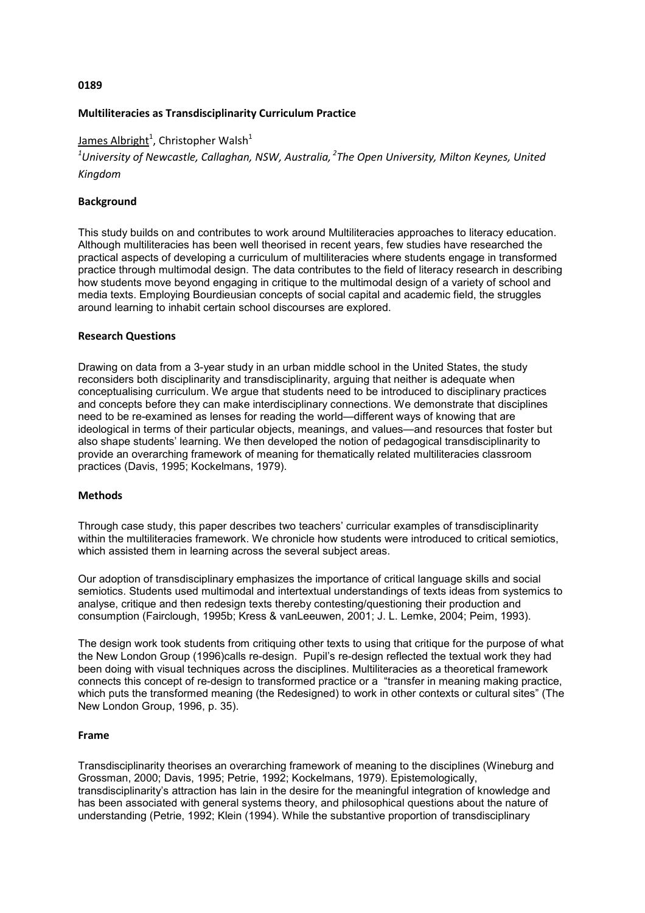**0189**

## Multiliteracies as Transdisciplinarity Curriculum Practice

James Albright[1], Christopher Walsh[1]

*[1]University of Newcastle, Callaghan, NSW, Australia, [2]The Open University, Milton Keynes, United Kingdom*

### Background

This study builds on and contributes to work around Multiliteracies approaches to literacy education. Although multiliteracies has been well theorised in recent years, few studies have researched the practical aspects of developing a curriculum of multiliteracies where students engage in transformed practice through multimodal design. The data contributes to the field of literacy research in describing how students move beyond engaging in critique to the multimodal design of a variety of school and media texts. Employing Bourdieusian concepts of social capital and academic field, the struggles around learning to inhabit certain school discourses are explored.

### Research Questions

Drawing on data from a 3-year study in an urban middle school in the United States, the study reconsiders both disciplinarity and transdisciplinarity, arguing that neither is adequate when conceptualising curriculum. We argue that students need to be introduced to disciplinary practices and concepts before they can make interdisciplinary connections. We demonstrate that disciplines need to be re-examined as lenses for reading the world—different ways of knowing that are ideological in terms of their particular objects, meanings, and values—and resources that foster but also shape students' learning. We then developed the notion of pedagogical transdisciplinarity to provide an overarching framework of meaning for thematically related multiliteracies classroom practices (Davis, 1995; Kockelmans, 1979).

### Methods

Through case study, this paper describes two teachers' curricular examples of transdisciplinarity within the multiliteracies framework. We chronicle how students were introduced to critical semiotics, which assisted them in learning across the several subject areas.

Our adoption of transdisciplinary emphasizes the importance of critical language skills and social semiotics. Students used multimodal and intertextual understandings of texts ideas from systemics to analyse, critique and then redesign texts thereby contesting/questioning their production and consumption (Fairclough, 1995b; Kress & vanLeeuwen, 2001; J. L. Lemke, 2004; Peim, 1993).

The design work took students from critiquing other texts to using that critique for the purpose of what the New London Group (1996)calls re-design. Pupil's re-design reflected the textual work they had been doing with visual techniques across the disciplines. Multiliteracies as a theoretical framework connects this concept of re-design to transformed practice or a "transfer in meaning making practice, which puts the transformed meaning (the Redesigned) to work in other contexts or cultural sites" (The New London Group, 1996, p. 35).

### Frame

Transdisciplinarity theorises an overarching framework of meaning to the disciplines (Wineburg and Grossman, 2000; Davis, 1995; Petrie, 1992; Kockelmans, 1979). Epistemologically, transdisciplinarity's attraction has lain in the desire for the meaningful integration of knowledge and has been associated with general systems theory, and philosophical questions about the nature of understanding (Petrie, 1992; Klein (1994). While the substantive proportion of transdisciplinary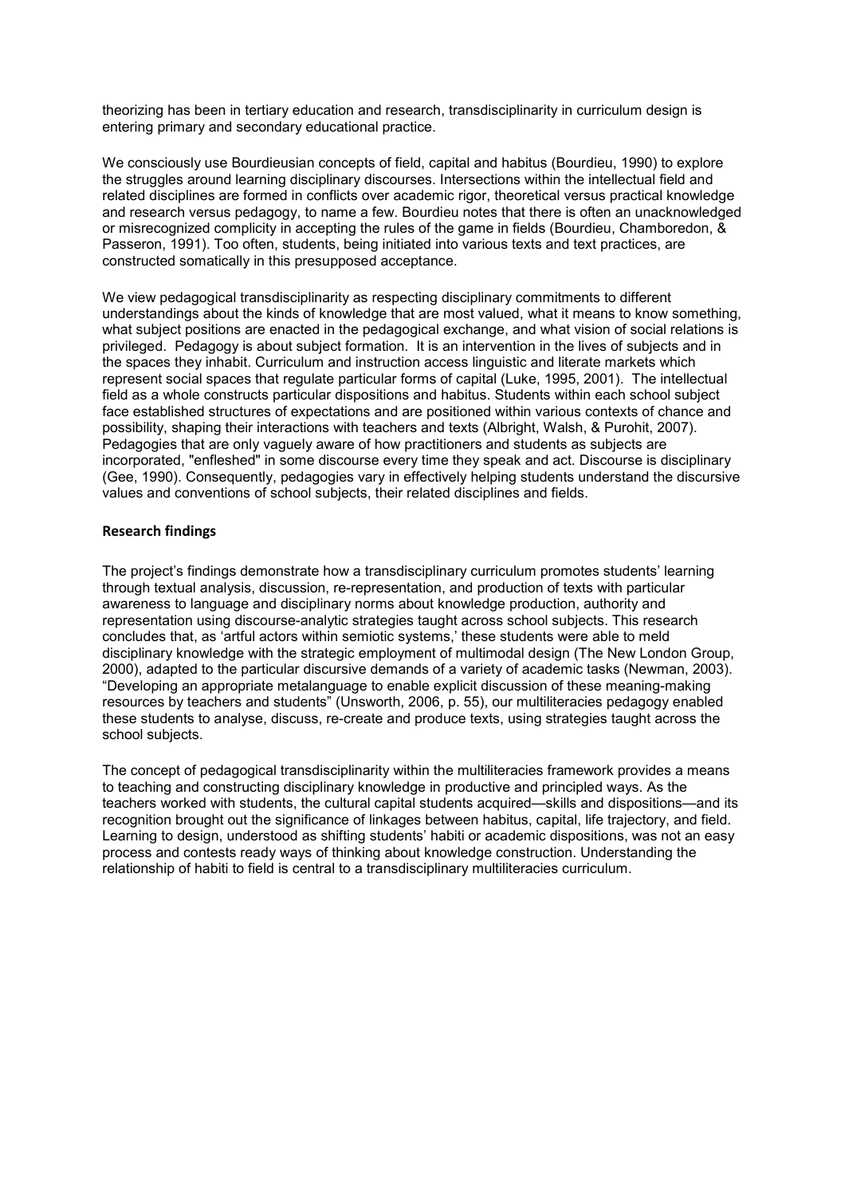theorizing has been in tertiary education and research, transdisciplinarity in curriculum design is entering primary and secondary educational practice.

We consciously use Bourdieusian concepts of field, capital and habitus (Bourdieu, 1990) to explore the struggles around learning disciplinary discourses. Intersections within the intellectual field and related disciplines are formed in conflicts over academic rigor, theoretical versus practical knowledge and research versus pedagogy, to name a few. Bourdieu notes that there is often an unacknowledged or misrecognized complicity in accepting the rules of the game in fields (Bourdieu, Chamboredon, & Passeron, 1991). Too often, students, being initiated into various texts and text practices, are constructed somatically in this presupposed acceptance.

We view pedagogical transdisciplinarity as respecting disciplinary commitments to different understandings about the kinds of knowledge that are most valued, what it means to know something, what subject positions are enacted in the pedagogical exchange, and what vision of social relations is privileged. Pedagogy is about subject formation. It is an intervention in the lives of subjects and in the spaces they inhabit. Curriculum and instruction access linguistic and literate markets which represent social spaces that regulate particular forms of capital (Luke, 1995, 2001). The intellectual field as a whole constructs particular dispositions and habitus. Students within each school subject face established structures of expectations and are positioned within various contexts of chance and possibility, shaping their interactions with teachers and texts (Albright, Walsh, & Purohit, 2007). Pedagogies that are only vaguely aware of how practitioners and students as subjects are incorporated, "enfleshed" in some discourse every time they speak and act. Discourse is disciplinary (Gee, 1990). Consequently, pedagogies vary in effectively helping students understand the discursive values and conventions of school subjects, their related disciplines and fields.

**Research findings**

The project's findings demonstrate how a transdisciplinary curriculum promotes students' learning through textual analysis, discussion, re-representation, and production of texts with particular awareness to language and disciplinary norms about knowledge production, authority and representation using discourse-analytic strategies taught across school subjects. This research concludes that, as 'artful actors within semiotic systems,' these students were able to meld disciplinary knowledge with the strategic employment of multimodal design (The New London Group, 2000), adapted to the particular discursive demands of a variety of academic tasks (Newman, 2003). "Developing an appropriate metalanguage to enable explicit discussion of these meaning-making resources by teachers and students" (Unsworth, 2006, p. 55), our multiliteracies pedagogy enabled these students to analyse, discuss, re-create and produce texts, using strategies taught across the school subjects.

The concept of pedagogical transdisciplinarity within the multiliteracies framework provides a means to teaching and constructing disciplinary knowledge in productive and principled ways. As the teachers worked with students, the cultural capital students acquired—skills and dispositions—and its recognition brought out the significance of linkages between habitus, capital, life trajectory, and field. Learning to design, understood as shifting students' habiti or academic dispositions, was not an easy process and contests ready ways of thinking about knowledge construction. Understanding the relationship of habiti to field is central to a transdisciplinary multiliteracies curriculum.